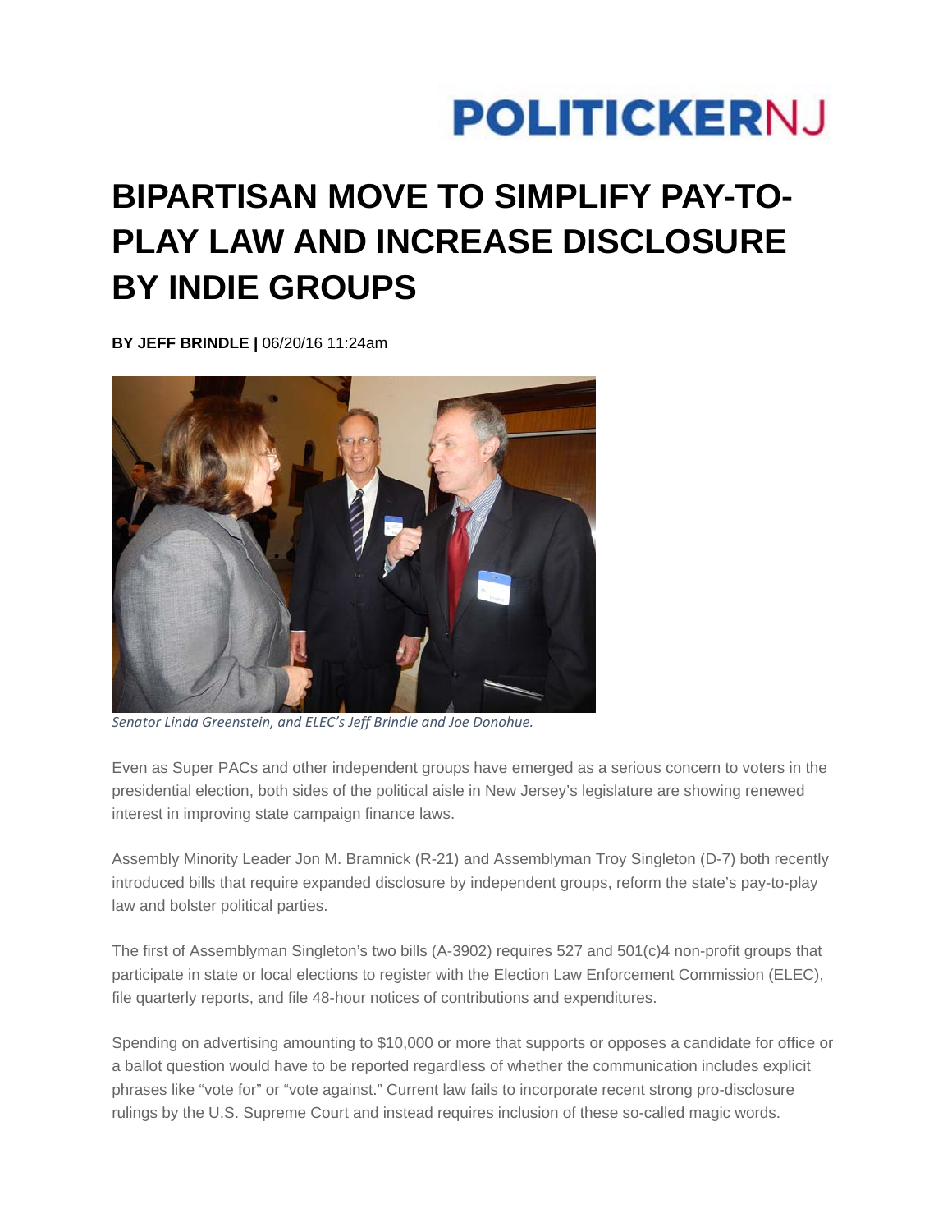POLITICKERNJ

# BIPARTISAN MOVE TO SIMPLIFY PAY-TO-PLAY LAW AND INCREASE DISCLOSURE BY INDIE GROUPS

**BY JEFF BRINDLE |** 06/20/16 11:24am

*Senator Linda Greenstein, and ELEC's Jeff Brindle and Joe Donohue.*

Even as Super PACs and other independent groups have emerged as a serious concern to voters in the presidential election, both sides of the political aisle in New Jersey's legislature are showing renewed interest in improving state campaign finance laws.

Assembly Minority Leader Jon M. Bramnick (R-21) and Assemblyman Troy Singleton (D-7) both recently introduced bills that require expanded disclosure by independent groups, reform the state's pay-to-play law and bolster political parties.

The first of Assemblyman Singleton's two bills (A-3902) requires 527 and 501(c)4 non-profit groups that participate in state or local elections to register with the Election Law Enforcement Commission (ELEC), file quarterly reports, and file 48-hour notices of contributions and expenditures.

Spending on advertising amounting to $10,000 or more that supports or opposes a candidate for office or a ballot question would have to be reported regardless of whether the communication includes explicit phrases like "vote for" or "vote against." Current law fails to incorporate recent strong pro-disclosure rulings by the U.S. Supreme Court and instead requires inclusion of these so-called magic words.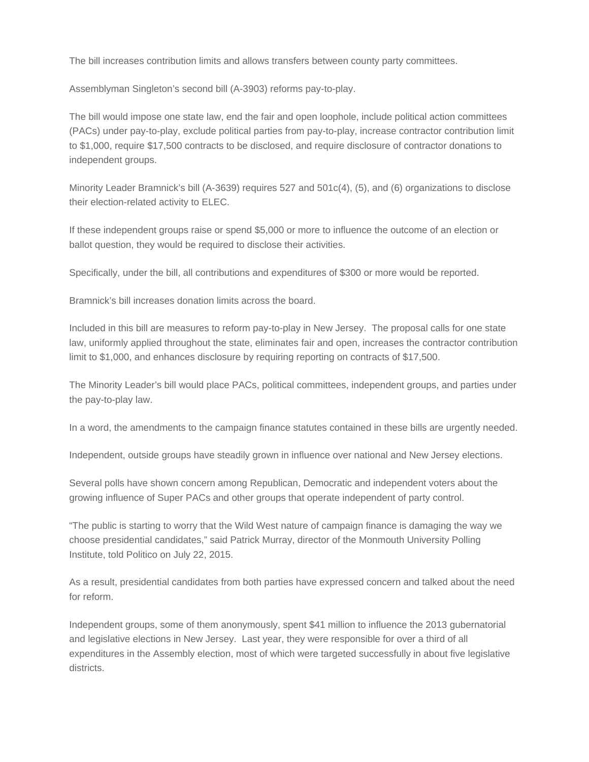The bill increases contribution limits and allows transfers between county party committees.

Assemblyman Singleton's second bill (A-3903) reforms pay-to-play.

The bill would impose one state law, end the fair and open loophole, include political action committees (PACs) under pay-to-play, exclude political parties from pay-to-play, increase contractor contribution limit to $1,000, require $17,500 contracts to be disclosed, and require disclosure of contractor donations to independent groups.

Minority Leader Bramnick's bill (A-3639) requires 527 and 501c(4), (5), and (6) organizations to disclose their election-related activity to ELEC.

If these independent groups raise or spend $5,000 or more to influence the outcome of an election or ballot question, they would be required to disclose their activities.

Specifically, under the bill, all contributions and expenditures of $300 or more would be reported.

Bramnick's bill increases donation limits across the board.

Included in this bill are measures to reform pay-to-play in New Jersey.  The proposal calls for one state law, uniformly applied throughout the state, eliminates fair and open, increases the contractor contribution limit to $1,000, and enhances disclosure by requiring reporting on contracts of $17,500.

The Minority Leader's bill would place PACs, political committees, independent groups, and parties under the pay-to-play law.

In a word, the amendments to the campaign finance statutes contained in these bills are urgently needed.

Independent, outside groups have steadily grown in influence over national and New Jersey elections.

Several polls have shown concern among Republican, Democratic and independent voters about the growing influence of Super PACs and other groups that operate independent of party control.

"The public is starting to worry that the Wild West nature of campaign finance is damaging the way we choose presidential candidates," said Patrick Murray, director of the Monmouth University Polling Institute, told Politico on July 22, 2015.

As a result, presidential candidates from both parties have expressed concern and talked about the need for reform.

Independent groups, some of them anonymously, spent $41 million to influence the 2013 gubernatorial and legislative elections in New Jersey.  Last year, they were responsible for over a third of all expenditures in the Assembly election, most of which were targeted successfully in about five legislative districts.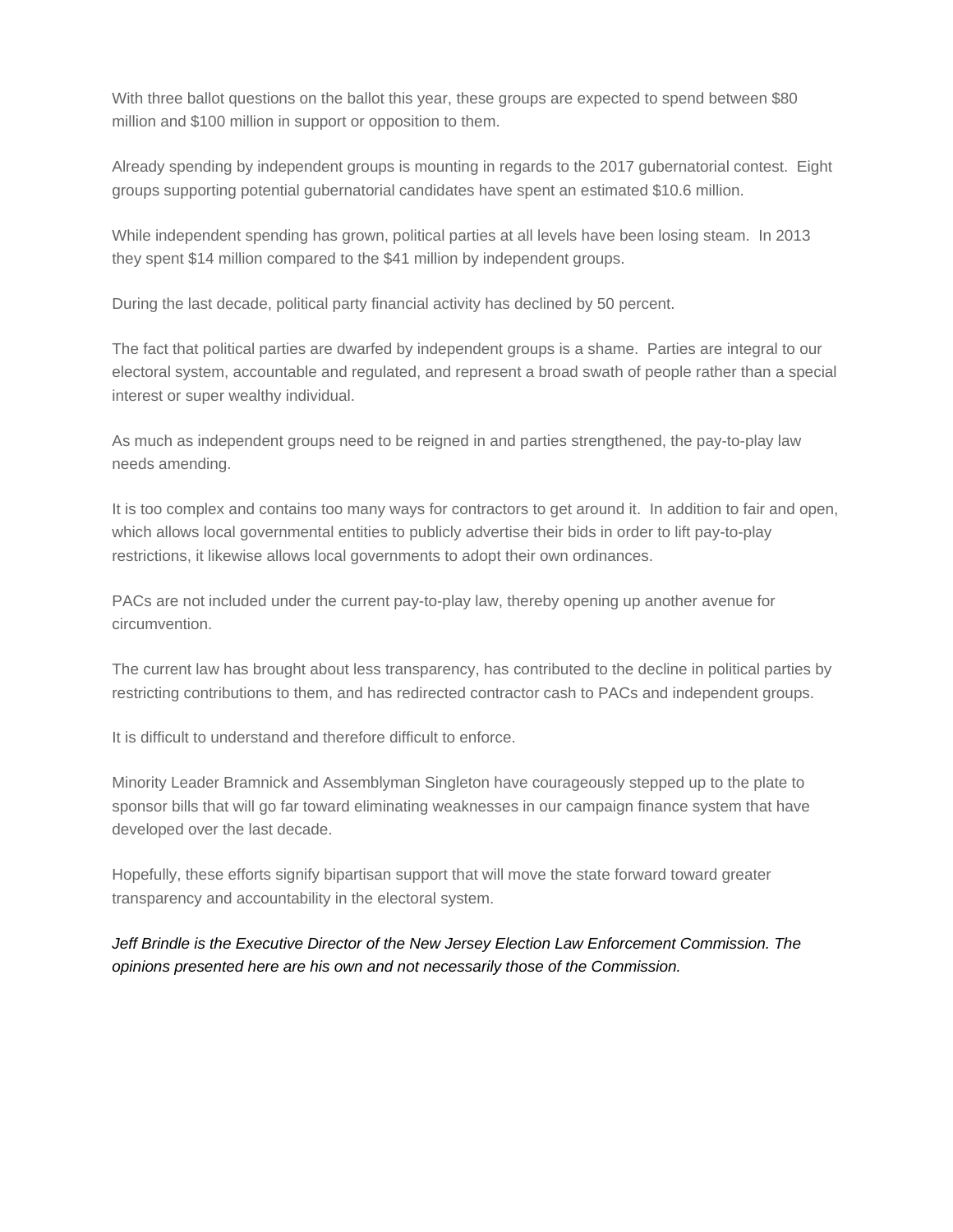With three ballot questions on the ballot this year, these groups are expected to spend between $80 million and $100 million in support or opposition to them.

Already spending by independent groups is mounting in regards to the 2017 gubernatorial contest. Eight groups supporting potential gubernatorial candidates have spent an estimated $10.6 million.

While independent spending has grown, political parties at all levels have been losing steam. In 2013 they spent $14 million compared to the $41 million by independent groups.

During the last decade, political party financial activity has declined by 50 percent.

The fact that political parties are dwarfed by independent groups is a shame. Parties are integral to our electoral system, accountable and regulated, and represent a broad swath of people rather than a special interest or super wealthy individual.

As much as independent groups need to be reigned in and parties strengthened, the pay-to-play law needs amending.

It is too complex and contains too many ways for contractors to get around it. In addition to fair and open, which allows local governmental entities to publicly advertise their bids in order to lift pay-to-play restrictions, it likewise allows local governments to adopt their own ordinances.

PACs are not included under the current pay-to-play law, thereby opening up another avenue for circumvention.

The current law has brought about less transparency, has contributed to the decline in political parties by restricting contributions to them, and has redirected contractor cash to PACs and independent groups.

It is difficult to understand and therefore difficult to enforce.

Minority Leader Bramnick and Assemblyman Singleton have courageously stepped up to the plate to sponsor bills that will go far toward eliminating weaknesses in our campaign finance system that have developed over the last decade.

Hopefully, these efforts signify bipartisan support that will move the state forward toward greater transparency and accountability in the electoral system.

*Jeff Brindle is the Executive Director of the New Jersey Election Law Enforcement Commission. The opinions presented here are his own and not necessarily those of the Commission.*